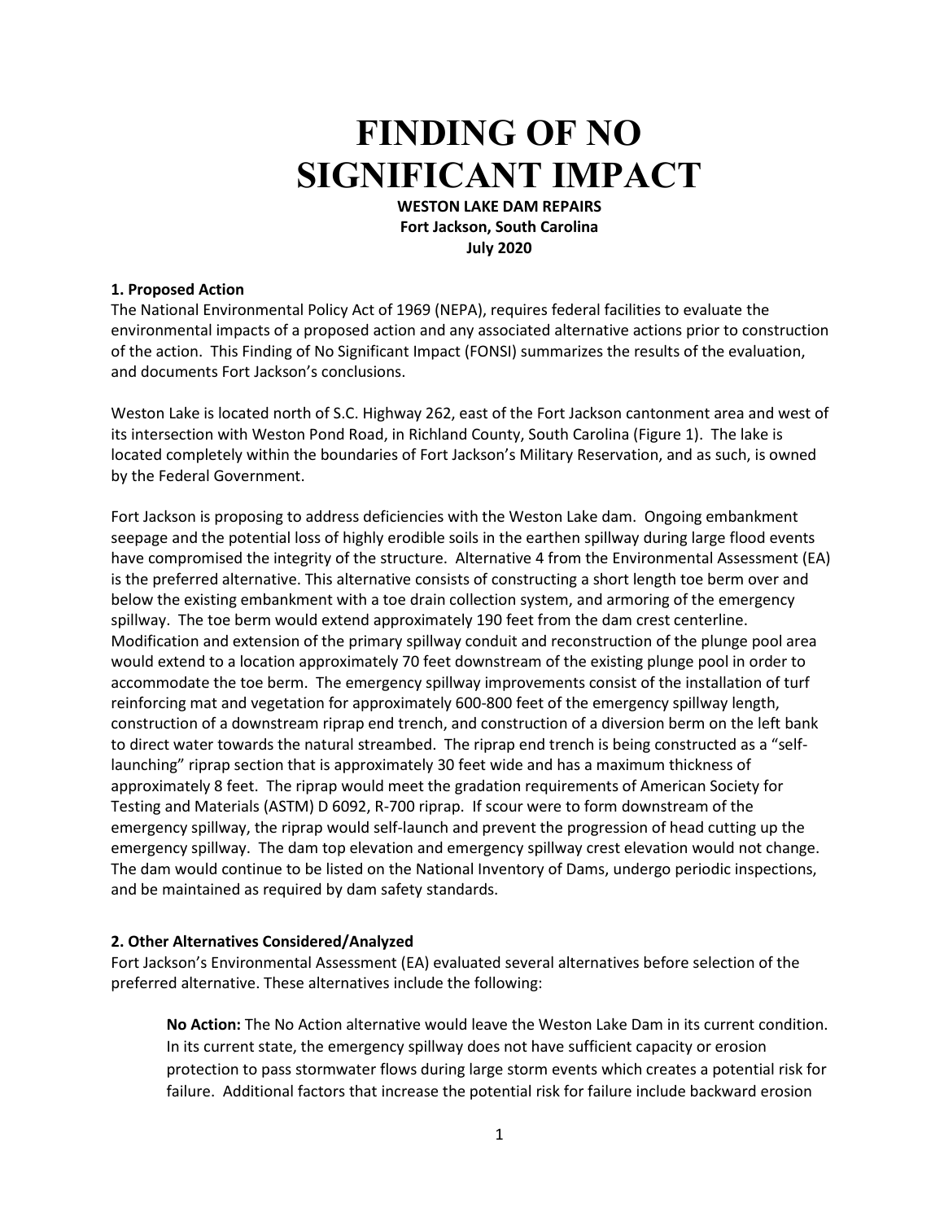# FINDING OF NO SIGNIFICANT IMPACT

**WESTON LAKE DAM REPAIRS**
**Fort Jackson, South Carolina**
**July 2020**

### 1. Proposed Action

The National Environmental Policy Act of 1969 (NEPA), requires federal facilities to evaluate the environmental impacts of a proposed action and any associated alternative actions prior to construction of the action. This Finding of No Significant Impact (FONSI) summarizes the results of the evaluation, and documents Fort Jackson's conclusions.

Weston Lake is located north of S.C. Highway 262, east of the Fort Jackson cantonment area and west of its intersection with Weston Pond Road, in Richland County, South Carolina (Figure 1). The lake is located completely within the boundaries of Fort Jackson's Military Reservation, and as such, is owned by the Federal Government.

Fort Jackson is proposing to address deficiencies with the Weston Lake dam. Ongoing embankment seepage and the potential loss of highly erodible soils in the earthen spillway during large flood events have compromised the integrity of the structure. Alternative 4 from the Environmental Assessment (EA) is the preferred alternative. This alternative consists of constructing a short length toe berm over and below the existing embankment with a toe drain collection system, and armoring of the emergency spillway. The toe berm would extend approximately 190 feet from the dam crest centerline. Modification and extension of the primary spillway conduit and reconstruction of the plunge pool area would extend to a location approximately 70 feet downstream of the existing plunge pool in order to accommodate the toe berm. The emergency spillway improvements consist of the installation of turf reinforcing mat and vegetation for approximately 600-800 feet of the emergency spillway length, construction of a downstream riprap end trench, and construction of a diversion berm on the left bank to direct water towards the natural streambed. The riprap end trench is being constructed as a "self-launching" riprap section that is approximately 30 feet wide and has a maximum thickness of approximately 8 feet. The riprap would meet the gradation requirements of American Society for Testing and Materials (ASTM) D 6092, R-700 riprap. If scour were to form downstream of the emergency spillway, the riprap would self-launch and prevent the progression of head cutting up the emergency spillway. The dam top elevation and emergency spillway crest elevation would not change. The dam would continue to be listed on the National Inventory of Dams, undergo periodic inspections, and be maintained as required by dam safety standards.

### 2. Other Alternatives Considered/Analyzed

Fort Jackson's Environmental Assessment (EA) evaluated several alternatives before selection of the preferred alternative. These alternatives include the following:

> **No Action:** The No Action alternative would leave the Weston Lake Dam in its current condition. In its current state, the emergency spillway does not have sufficient capacity or erosion protection to pass stormwater flows during large storm events which creates a potential risk for failure. Additional factors that increase the potential risk for failure include backward erosion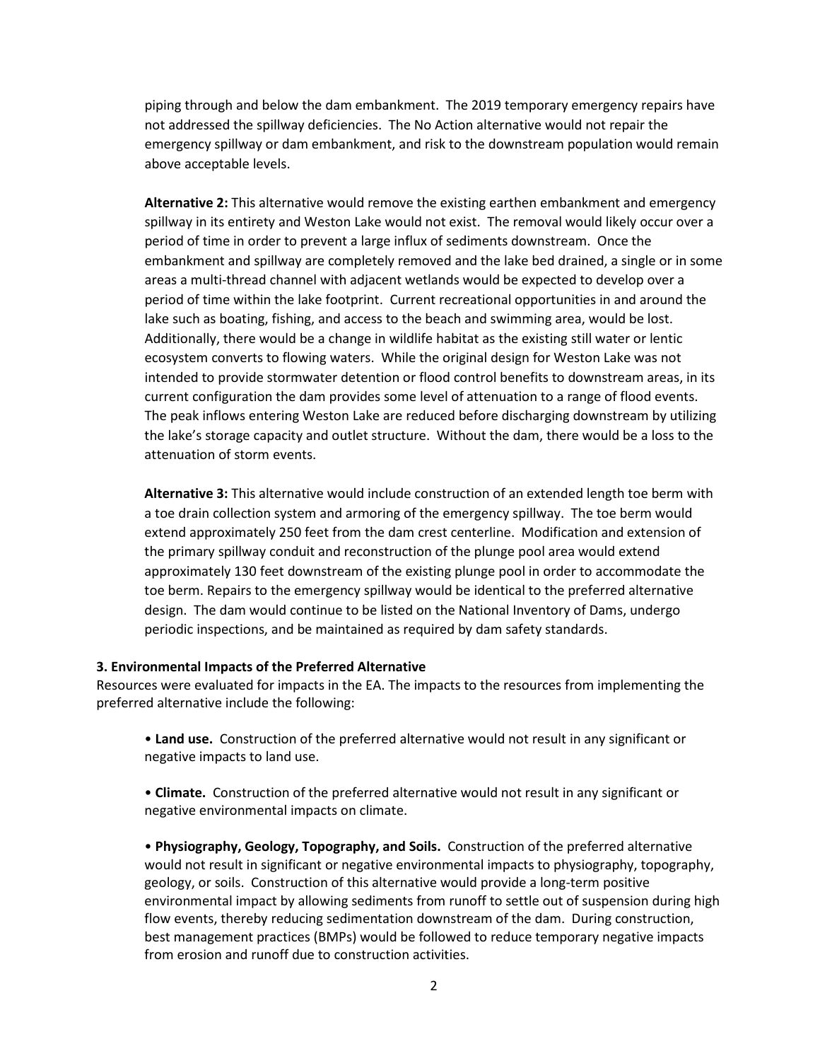piping through and below the dam embankment. The 2019 temporary emergency repairs have not addressed the spillway deficiencies. The No Action alternative would not repair the emergency spillway or dam embankment, and risk to the downstream population would remain above acceptable levels.

**Alternative 2:** This alternative would remove the existing earthen embankment and emergency spillway in its entirety and Weston Lake would not exist. The removal would likely occur over a period of time in order to prevent a large influx of sediments downstream. Once the embankment and spillway are completely removed and the lake bed drained, a single or in some areas a multi-thread channel with adjacent wetlands would be expected to develop over a period of time within the lake footprint. Current recreational opportunities in and around the lake such as boating, fishing, and access to the beach and swimming area, would be lost. Additionally, there would be a change in wildlife habitat as the existing still water or lentic ecosystem converts to flowing waters. While the original design for Weston Lake was not intended to provide stormwater detention or flood control benefits to downstream areas, in its current configuration the dam provides some level of attenuation to a range of flood events. The peak inflows entering Weston Lake are reduced before discharging downstream by utilizing the lake's storage capacity and outlet structure. Without the dam, there would be a loss to the attenuation of storm events.

**Alternative 3:** This alternative would include construction of an extended length toe berm with a toe drain collection system and armoring of the emergency spillway. The toe berm would extend approximately 250 feet from the dam crest centerline. Modification and extension of the primary spillway conduit and reconstruction of the plunge pool area would extend approximately 130 feet downstream of the existing plunge pool in order to accommodate the toe berm. Repairs to the emergency spillway would be identical to the preferred alternative design. The dam would continue to be listed on the National Inventory of Dams, undergo periodic inspections, and be maintained as required by dam safety standards.

**3. Environmental Impacts of the Preferred Alternative**

Resources were evaluated for impacts in the EA. The impacts to the resources from implementing the preferred alternative include the following:

- **Land use.** Construction of the preferred alternative would not result in any significant or negative impacts to land use.

- **Climate.** Construction of the preferred alternative would not result in any significant or negative environmental impacts on climate.

- **Physiography, Geology, Topography, and Soils.** Construction of the preferred alternative would not result in significant or negative environmental impacts to physiography, topography, geology, or soils. Construction of this alternative would provide a long-term positive environmental impact by allowing sediments from runoff to settle out of suspension during high flow events, thereby reducing sedimentation downstream of the dam. During construction, best management practices (BMPs) would be followed to reduce temporary negative impacts from erosion and runoff due to construction activities.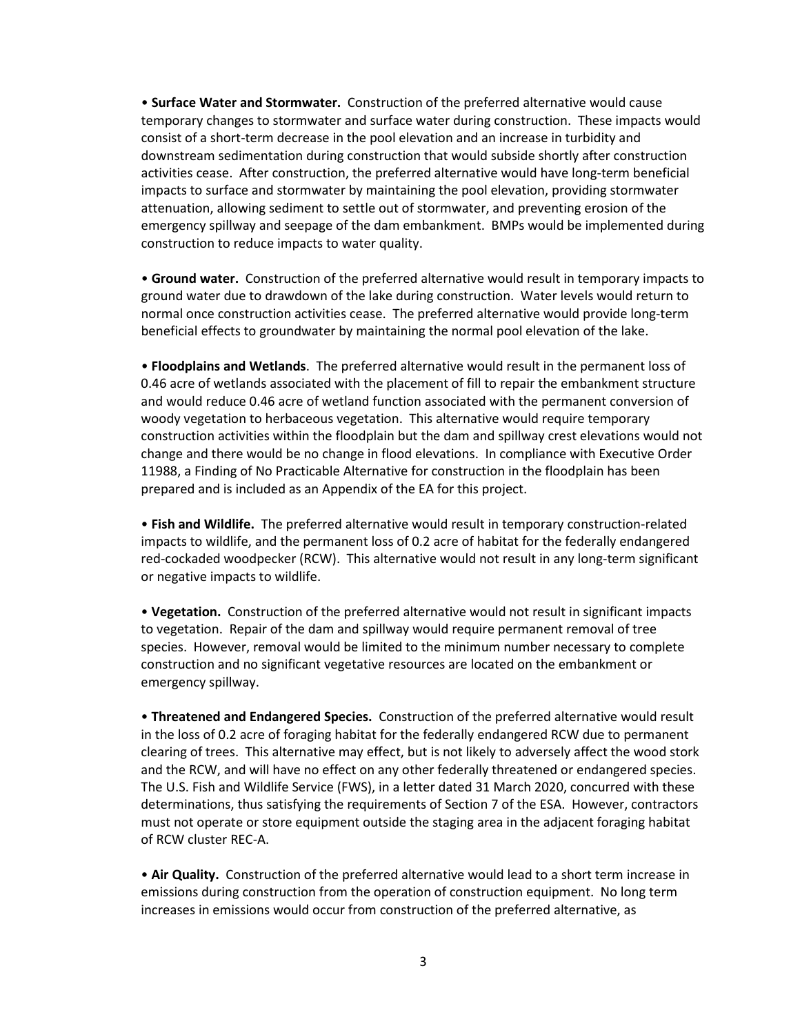• **Surface Water and Stormwater.** Construction of the preferred alternative would cause temporary changes to stormwater and surface water during construction. These impacts would consist of a short-term decrease in the pool elevation and an increase in turbidity and downstream sedimentation during construction that would subside shortly after construction activities cease. After construction, the preferred alternative would have long-term beneficial impacts to surface and stormwater by maintaining the pool elevation, providing stormwater attenuation, allowing sediment to settle out of stormwater, and preventing erosion of the emergency spillway and seepage of the dam embankment. BMPs would be implemented during construction to reduce impacts to water quality.

• **Ground water.** Construction of the preferred alternative would result in temporary impacts to ground water due to drawdown of the lake during construction. Water levels would return to normal once construction activities cease. The preferred alternative would provide long-term beneficial effects to groundwater by maintaining the normal pool elevation of the lake.

• **Floodplains and Wetlands**. The preferred alternative would result in the permanent loss of 0.46 acre of wetlands associated with the placement of fill to repair the embankment structure and would reduce 0.46 acre of wetland function associated with the permanent conversion of woody vegetation to herbaceous vegetation. This alternative would require temporary construction activities within the floodplain but the dam and spillway crest elevations would not change and there would be no change in flood elevations. In compliance with Executive Order 11988, a Finding of No Practicable Alternative for construction in the floodplain has been prepared and is included as an Appendix of the EA for this project.

• **Fish and Wildlife.** The preferred alternative would result in temporary construction-related impacts to wildlife, and the permanent loss of 0.2 acre of habitat for the federally endangered red-cockaded woodpecker (RCW). This alternative would not result in any long-term significant or negative impacts to wildlife.

• **Vegetation.** Construction of the preferred alternative would not result in significant impacts to vegetation. Repair of the dam and spillway would require permanent removal of tree species. However, removal would be limited to the minimum number necessary to complete construction and no significant vegetative resources are located on the embankment or emergency spillway.

• **Threatened and Endangered Species.** Construction of the preferred alternative would result in the loss of 0.2 acre of foraging habitat for the federally endangered RCW due to permanent clearing of trees. This alternative may effect, but is not likely to adversely affect the wood stork and the RCW, and will have no effect on any other federally threatened or endangered species. The U.S. Fish and Wildlife Service (FWS), in a letter dated 31 March 2020, concurred with these determinations, thus satisfying the requirements of Section 7 of the ESA. However, contractors must not operate or store equipment outside the staging area in the adjacent foraging habitat of RCW cluster REC-A.

• **Air Quality.** Construction of the preferred alternative would lead to a short term increase in emissions during construction from the operation of construction equipment. No long term increases in emissions would occur from construction of the preferred alternative, as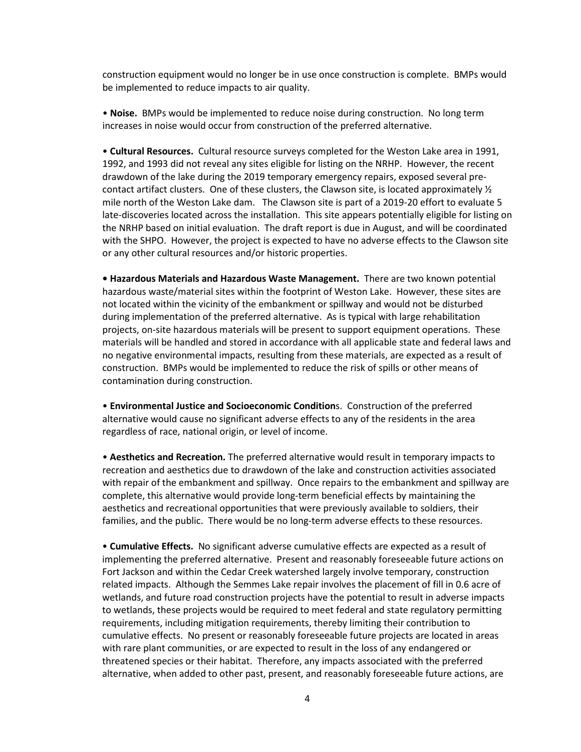construction equipment would no longer be in use once construction is complete. BMPs would be implemented to reduce impacts to air quality.

• **Noise.** BMPs would be implemented to reduce noise during construction. No long term increases in noise would occur from construction of the preferred alternative.

• **Cultural Resources.** Cultural resource surveys completed for the Weston Lake area in 1991, 1992, and 1993 did not reveal any sites eligible for listing on the NRHP. However, the recent drawdown of the lake during the 2019 temporary emergency repairs, exposed several pre-contact artifact clusters. One of these clusters, the Clawson site, is located approximately ½ mile north of the Weston Lake dam. The Clawson site is part of a 2019-20 effort to evaluate 5 late-discoveries located across the installation. This site appears potentially eligible for listing on the NRHP based on initial evaluation. The draft report is due in August, and will be coordinated with the SHPO. However, the project is expected to have no adverse effects to the Clawson site or any other cultural resources and/or historic properties.

• **Hazardous Materials and Hazardous Waste Management.** There are two known potential hazardous waste/material sites within the footprint of Weston Lake. However, these sites are not located within the vicinity of the embankment or spillway and would not be disturbed during implementation of the preferred alternative. As is typical with large rehabilitation projects, on-site hazardous materials will be present to support equipment operations. These materials will be handled and stored in accordance with all applicable state and federal laws and no negative environmental impacts, resulting from these materials, are expected as a result of construction. BMPs would be implemented to reduce the risk of spills or other means of contamination during construction.

• **Environmental Justice and Socioeconomic Conditions.** Construction of the preferred alternative would cause no significant adverse effects to any of the residents in the area regardless of race, national origin, or level of income.

• **Aesthetics and Recreation.** The preferred alternative would result in temporary impacts to recreation and aesthetics due to drawdown of the lake and construction activities associated with repair of the embankment and spillway. Once repairs to the embankment and spillway are complete, this alternative would provide long-term beneficial effects by maintaining the aesthetics and recreational opportunities that were previously available to soldiers, their families, and the public. There would be no long-term adverse effects to these resources.

• **Cumulative Effects.** No significant adverse cumulative effects are expected as a result of implementing the preferred alternative. Present and reasonably foreseeable future actions on Fort Jackson and within the Cedar Creek watershed largely involve temporary, construction related impacts. Although the Semmes Lake repair involves the placement of fill in 0.6 acre of wetlands, and future road construction projects have the potential to result in adverse impacts to wetlands, these projects would be required to meet federal and state regulatory permitting requirements, including mitigation requirements, thereby limiting their contribution to cumulative effects. No present or reasonably foreseeable future projects are located in areas with rare plant communities, or are expected to result in the loss of any endangered or threatened species or their habitat. Therefore, any impacts associated with the preferred alternative, when added to other past, present, and reasonably foreseeable future actions, are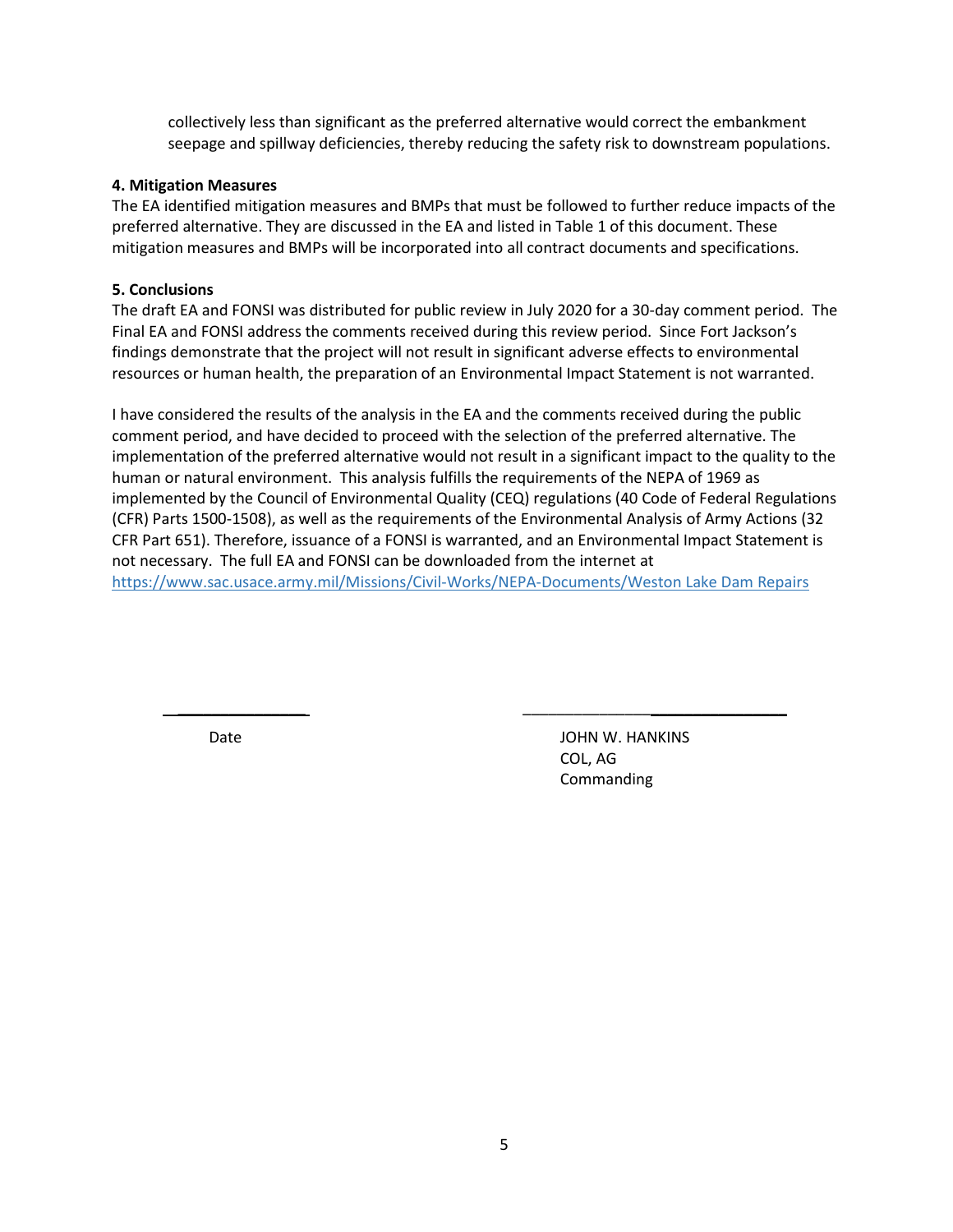collectively less than significant as the preferred alternative would correct the embankment seepage and spillway deficiencies, thereby reducing the safety risk to downstream populations.

**4. Mitigation Measures**

The EA identified mitigation measures and BMPs that must be followed to further reduce impacts of the preferred alternative. They are discussed in the EA and listed in Table 1 of this document. These mitigation measures and BMPs will be incorporated into all contract documents and specifications.

**5. Conclusions**

The draft EA and FONSI was distributed for public review in July 2020 for a 30-day comment period. The Final EA and FONSI address the comments received during this review period. Since Fort Jackson's findings demonstrate that the project will not result in significant adverse effects to environmental resources or human health, the preparation of an Environmental Impact Statement is not warranted.

I have considered the results of the analysis in the EA and the comments received during the public comment period, and have decided to proceed with the selection of the preferred alternative. The implementation of the preferred alternative would not result in a significant impact to the quality to the human or natural environment. This analysis fulfills the requirements of the NEPA of 1969 as implemented by the Council of Environmental Quality (CEQ) regulations (40 Code of Federal Regulations (CFR) Parts 1500-1508), as well as the requirements of the Environmental Analysis of Army Actions (32 CFR Part 651). Therefore, issuance of a FONSI is warranted, and an Environmental Impact Statement is not necessary. The full EA and FONSI can be downloaded from the internet at https://www.sac.usace.army.mil/Missions/Civil-Works/NEPA-Documents/Weston Lake Dam Repairs

\_\_\_\_\_\_\_\_\_\_\_\_\_\_\_\_ \_\_\_\_\_\_\_\_\_\_\_\_\_\_\_\_\_\_\_\_\_\_\_\_\_\_\_\_\_\_

Date

JOHN W. HANKINS
COL, AG
Commanding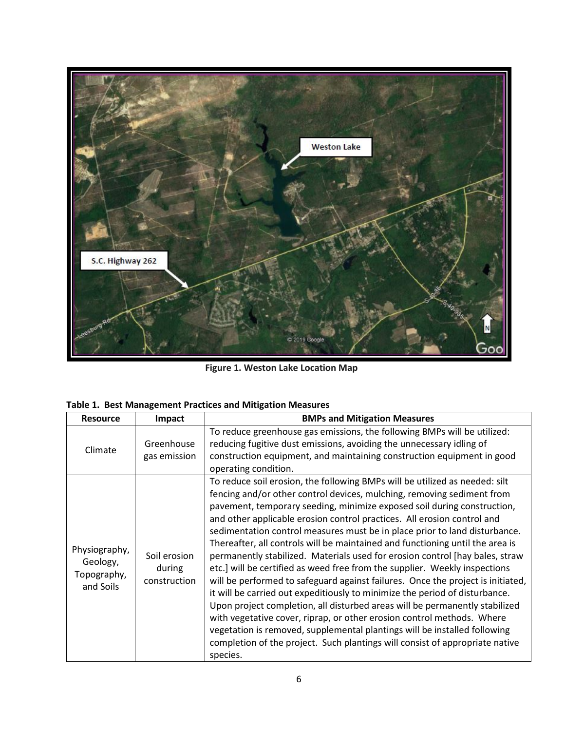Figure 1. Weston Lake Location Map

**Table 1. Best Management Practices and Mitigation Measures**

| Resource | Impact | BMPs and Mitigation Measures |
|---|---|---|
| Climate | Greenhouse gas emission | To reduce greenhouse gas emissions, the following BMPs will be utilized: reducing fugitive dust emissions, avoiding the unnecessary idling of construction equipment, and maintaining construction equipment in good operating condition. |
| Physiography, Geology, Topography, and Soils | Soil erosion during construction | To reduce soil erosion, the following BMPs will be utilized as needed: silt fencing and/or other control devices, mulching, removing sediment from pavement, temporary seeding, minimize exposed soil during construction, and other applicable erosion control practices. All erosion control and sedimentation control measures must be in place prior to land disturbance. Thereafter, all controls will be maintained and functioning until the area is permanently stabilized. Materials used for erosion control [hay bales, straw etc.] will be certified as weed free from the supplier. Weekly inspections will be performed to safeguard against failures. Once the project is initiated, it will be carried out expeditiously to minimize the period of disturbance. Upon project completion, all disturbed areas will be permanently stabilized with vegetative cover, riprap, or other erosion control methods. Where vegetation is removed, supplemental plantings will be installed following completion of the project. Such plantings will consist of appropriate native species. |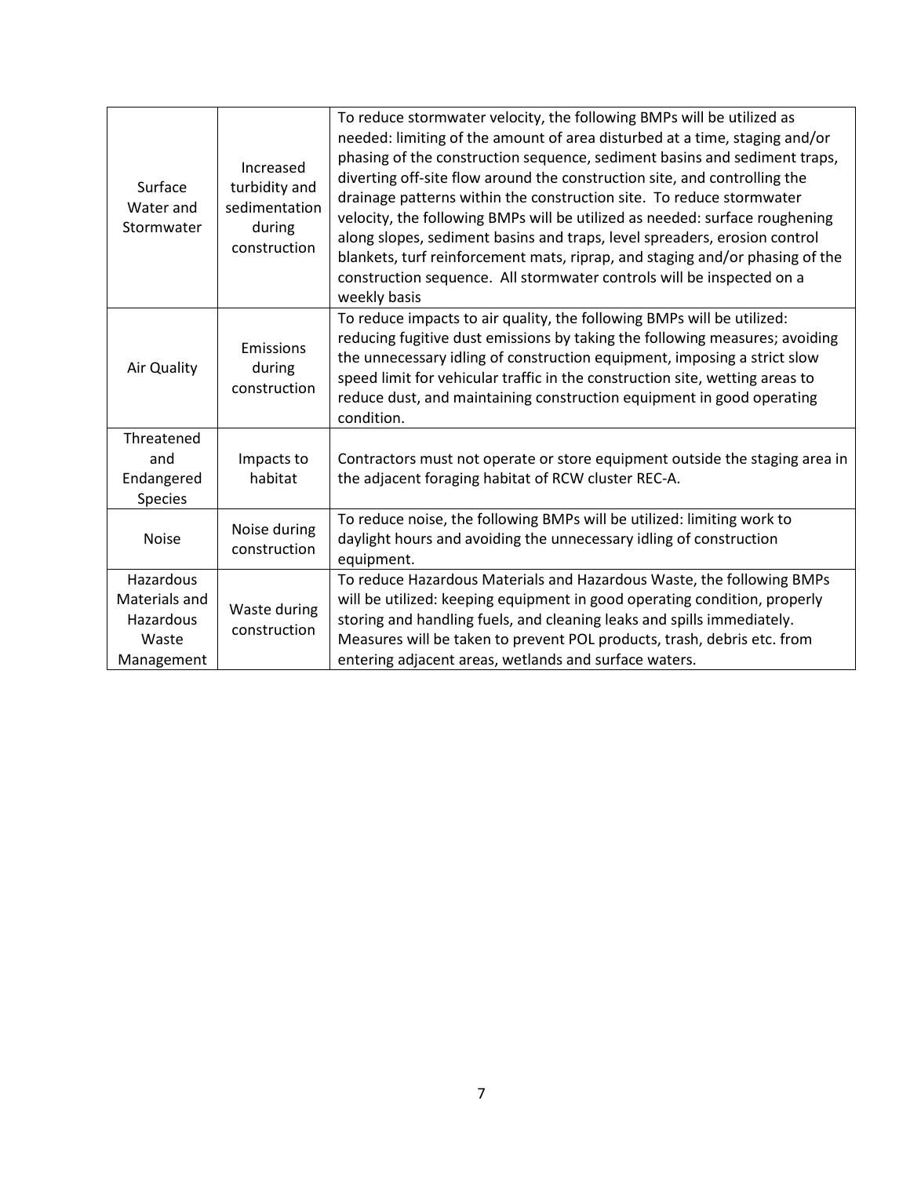| | | |
|---|---|---|
| Surface Water and Stormwater | Increased turbidity and sedimentation during construction | To reduce stormwater velocity, the following BMPs will be utilized as needed: limiting of the amount of area disturbed at a time, staging and/or phasing of the construction sequence, sediment basins and sediment traps, diverting off-site flow around the construction site, and controlling the drainage patterns within the construction site. To reduce stormwater velocity, the following BMPs will be utilized as needed: surface roughening along slopes, sediment basins and traps, level spreaders, erosion control blankets, turf reinforcement mats, riprap, and staging and/or phasing of the construction sequence. All stormwater controls will be inspected on a weekly basis |
| Air Quality | Emissions during construction | To reduce impacts to air quality, the following BMPs will be utilized: reducing fugitive dust emissions by taking the following measures; avoiding the unnecessary idling of construction equipment, imposing a strict slow speed limit for vehicular traffic in the construction site, wetting areas to reduce dust, and maintaining construction equipment in good operating condition. |
| Threatened and Endangered Species | Impacts to habitat | Contractors must not operate or store equipment outside the staging area in the adjacent foraging habitat of RCW cluster REC-A. |
| Noise | Noise during construction | To reduce noise, the following BMPs will be utilized: limiting work to daylight hours and avoiding the unnecessary idling of construction equipment. |
| Hazardous Materials and Hazardous Waste Management | Waste during construction | To reduce Hazardous Materials and Hazardous Waste, the following BMPs will be utilized: keeping equipment in good operating condition, properly storing and handling fuels, and cleaning leaks and spills immediately. Measures will be taken to prevent POL products, trash, debris etc. from entering adjacent areas, wetlands and surface waters. |